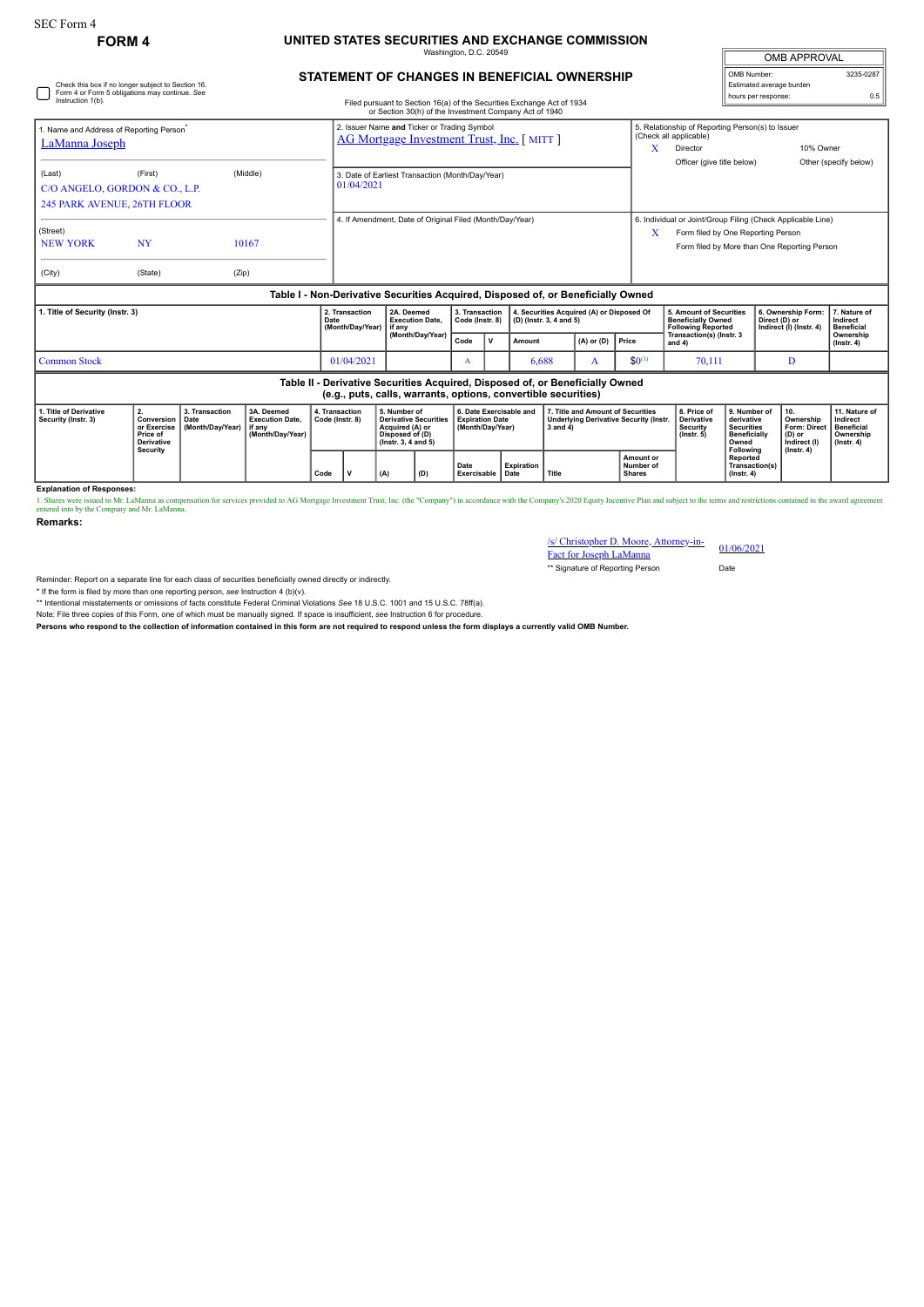SEC Form 4

**FORM 4**

# UNITED STATES SECURITIES AND EXCHANGE COMMISSION

Washington, D.C. 20549

## STATEMENT OF CHANGES IN BENEFICIAL OWNERSHIP

Filed pursuant to Section 16(a) of the Securities Exchange Act of 1934 or Section 30(h) of the Investment Company Act of 1940

| OMB APPROVAL | |
|---|---|
| OMB Number: | 3235-0287 |
| Estimated average burden | |
| hours per response: | 0.5 |

☐ Check this box if no longer subject to Section 16. Form 4 or Form 5 obligations may continue. *See* Instruction 1(b).

1. Name and Address of Reporting Person*
LaManna Joseph

(Last) (First) (Middle)
C/O ANGELO, GORDON & CO., L.P.
245 PARK AVENUE, 26TH FLOOR

(Street)
NEW YORK NY 10167

(City) (State) (Zip)

2. Issuer Name **and** Ticker or Trading Symbol
AG Mortgage Investment Trust, Inc. [ MITT ]

3. Date of Earliest Transaction (Month/Day/Year)
01/04/2021

4. If Amendment, Date of Original Filed (Month/Day/Year)

5. Relationship of Reporting Person(s) to Issuer (Check all applicable)
X Director
10% Owner
Officer (give title below)
Other (specify below)

6. Individual or Joint/Group Filing (Check Applicable Line)
X Form filed by One Reporting Person
Form filed by More than One Reporting Person

### Table I - Non-Derivative Securities Acquired, Disposed of, or Beneficially Owned

| 1. Title of Security (Instr. 3) | 2. Transaction Date (Month/Day/Year) | 2A. Deemed Execution Date, if any (Month/Day/Year) | 3. Transaction Code (Instr. 8) | | 4. Securities Acquired (A) or Disposed Of (D) (Instr. 3, 4 and 5) | | | 5. Amount of Securities Beneficially Owned Following Reported Transaction(s) (Instr. 3 and 4) | 6. Ownership Form: Direct (D) or Indirect (I) (Instr. 4) | 7. Nature of Indirect Beneficial Ownership (Instr. 4) |
|---|---|---|---|---|---|---|---|---|---|---|
| | | | Code | V | Amount | (A) or (D) | Price | | | |
| Common Stock | 01/04/2021 | | A | | 6,688 | A | $0[1] | 70,111 | D | |

### Table II - Derivative Securities Acquired, Disposed of, or Beneficially Owned (e.g., puts, calls, warrants, options, convertible securities)

| 1. Title of Derivative Security (Instr. 3) | 2. Conversion or Exercise Price of Derivative Security | 3. Transaction Date (Month/Day/Year) | 3A. Deemed Execution Date, if any (Month/Day/Year) | 4. Transaction Code (Instr. 8) | | 5. Number of Derivative Securities Acquired (A) or Disposed of (D) (Instr. 3, 4 and 5) | | 6. Date Exercisable and Expiration Date (Month/Day/Year) | | 7. Title and Amount of Securities Underlying Derivative Security (Instr. 3 and 4) | | 8. Price of Derivative Security (Instr. 5) | 9. Number of derivative Securities Beneficially Owned Following Reported Transaction(s) (Instr. 4) | 10. Ownership Form: Direct (D) or Indirect (I) (Instr. 4) | 11. Nature of Indirect Beneficial Ownership (Instr. 4) |
|---|---|---|---|---|---|---|---|---|---|---|---|---|---|---|---|
| | | | | Code | V | (A) | (D) | Date Exercisable | Expiration Date | Title | Amount or Number of Shares | | | | |

**Explanation of Responses:**

1. Shares were issued to Mr. LaManna as compensation for services provided to AG Mortgage Investment Trust, Inc. (the "Company") in accordance with the Company's 2020 Equity Incentive Plan and subject to the terms and restrictions contained in the award agreement entered into by the Company and Mr. LaManna.

**Remarks:**

/s/ Christopher D. Moore, Attorney-in-Fact for Joseph LaManna — 01/06/2021

** Signature of Reporting Person — Date

Reminder: Report on a separate line for each class of securities beneficially owned directly or indirectly.

\* If the form is filed by more than one reporting person, *see* Instruction 4 (b)(v).

** Intentional misstatements or omissions of facts constitute Federal Criminal Violations *See* 18 U.S.C. 1001 and 15 U.S.C. 78ff(a).

Note: File three copies of this Form, one of which must be manually signed. If space is insufficient, *see* Instruction 6 for procedure.

**Persons who respond to the collection of information contained in this form are not required to respond unless the form displays a currently valid OMB Number.**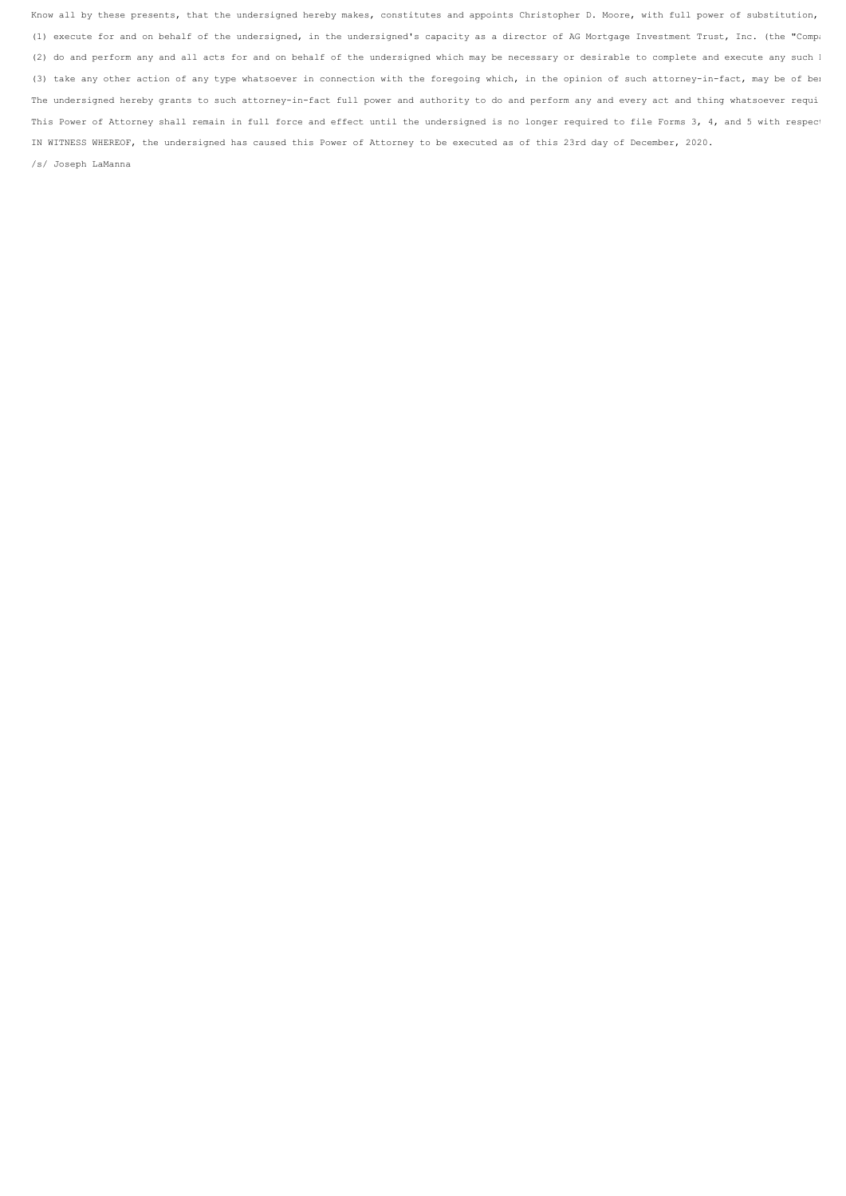Know all by these presents, that the undersigned hereby makes, constitutes and appoints Christopher D. Moore, with full power of substitution,

(1) execute for and on behalf of the undersigned, in the undersigned's capacity as a director of AG Mortgage Investment Trust, Inc. (the "Compa

(2) do and perform any and all acts for and on behalf of the undersigned which may be necessary or desirable to complete and execute any such I

(3) take any other action of any type whatsoever in connection with the foregoing which, in the opinion of such attorney-in-fact, may be of ber

The undersigned hereby grants to such attorney-in-fact full power and authority to do and perform any and every act and thing whatsoever requi

This Power of Attorney shall remain in full force and effect until the undersigned is no longer required to file Forms 3, 4, and 5 with respect

IN WITNESS WHEREOF, the undersigned has caused this Power of Attorney to be executed as of this 23rd day of December, 2020.

/s/ Joseph LaManna